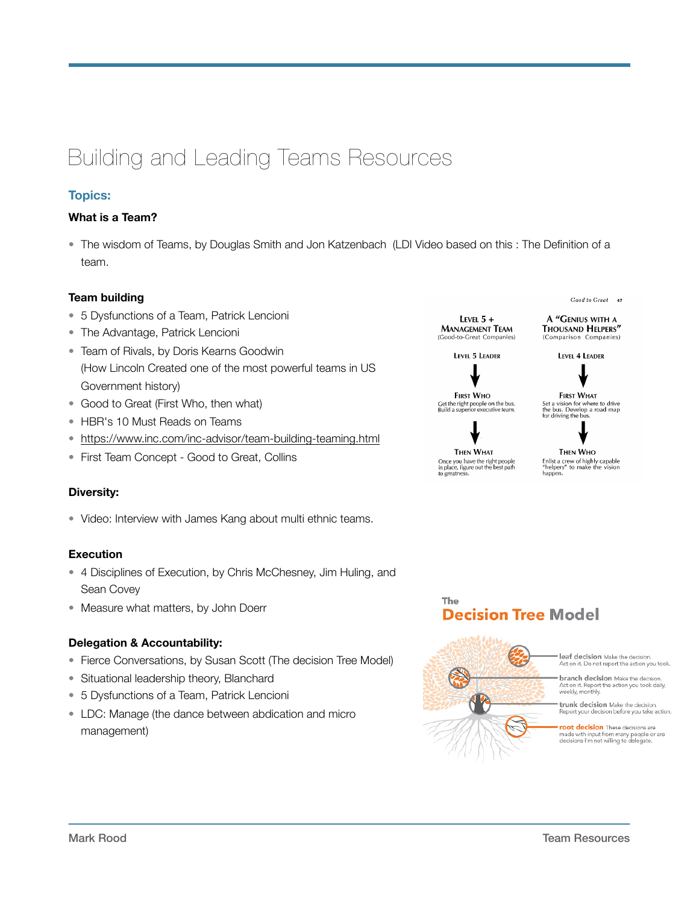# Building and Leading Teams Resources

## Topics:

### What is a Team?

- The wisdom of Teams, by Douglas Smith and Jon Katzenbach (LDI Video based on this : The Definition of a team.

### Team building

- 5 Dysfunctions of a Team, Patrick Lencioni
- The Advantage, Patrick Lencioni
- Team of Rivals, by Doris Kearns Goodwin (How Lincoln Created one of the most powerful teams in US Government history)
- Good to Great (First Who, then what)
- HBR's 10 Must Reads on Teams
- https://www.inc.com/inc-advisor/team-building-teaming.html
- First Team Concept - Good to Great, Collins

Good to Great 47

| Level 5 + Management Team (Good-to-Great Companies) | A "Genius with a Thousand Helpers" (Comparison Companies) |
|---|---|
| Level 5 Leader | Level 4 Leader |
| ↓ | ↓ |
| First Who<br>Get the right people on the bus. Build a superior executive team. | First What<br>Set a vision for where to drive the bus. Develop a road map for driving the bus. |
| ↓ | ↓ |
| Then What<br>Once you have the right people in place, figure out the best path to greatness. | Then Who<br>Enlist a crew of highly capable "helpers" to make the vision happen. |

### Diversity:

- Video: Interview with James Kang about multi ethnic teams.

### Execution

- 4 Disciplines of Execution, by Chris McChesney, Jim Huling, and Sean Covey
- Measure what matters, by John Doerr

### Delegation & Accountability:

- Fierce Conversations, by Susan Scott (The decision Tree Model)
- Situational leadership theory, Blanchard
- 5 Dysfunctions of a Team, Patrick Lencioni
- LDC: Manage (the dance between abdication and micro management)

**The Decision Tree Model**

- **leaf decision** Make the decision. Act on it. Do not report the action you took.
- **branch decision** Make the decision. Act on it. Report the action you took daily, weekly, monthly.
- **trunk decision** Make the decision. Report your decision before you take action.
- **root decision** These decisions are made with input from many people or are decisions I'm not willing to delegate.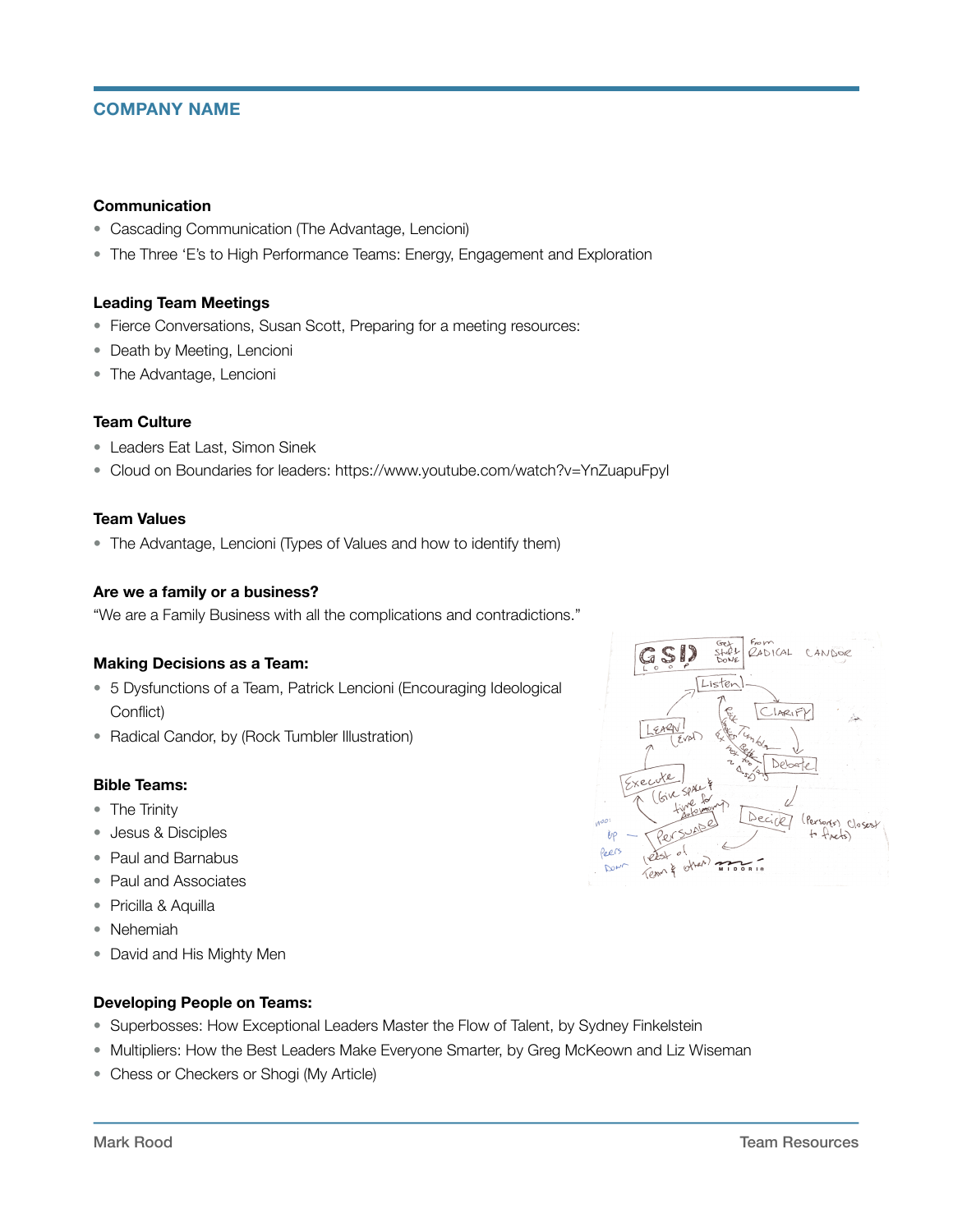**Communication**

- Cascading Communication (The Advantage, Lencioni)
- The Three 'E's to High Performance Teams: Energy, Engagement and Exploration

**Leading Team Meetings**

- Fierce Conversations, Susan Scott, Preparing for a meeting resources:
- Death by Meeting, Lencioni
- The Advantage, Lencioni

**Team Culture**

- Leaders Eat Last, Simon Sinek
- Cloud on Boundaries for leaders: https://www.youtube.com/watch?v=YnZuapuFpyI

**Team Values**

- The Advantage, Lencioni (Types of Values and how to identify them)

**Are we a family or a business?**

"We are a Family Business with all the complications and contradictions."

**Making Decisions as a Team:**

- 5 Dysfunctions of a Team, Patrick Lencioni (Encouraging Ideological Conflict)
- Radical Candor, by (Rock Tumbler Illustration)

**Bible Teams:**

- The Trinity
- Jesus & Disciples
- Paul and Barnabus
- Paul and Associates
- Pricilla & Aquilla
- Nehemiah
- David and His Mighty Men

**Developing People on Teams:**

- Superbosses: How Exceptional Leaders Master the Flow of Talent, by Sydney Finkelstein
- Multipliers: How the Best Leaders Make Everyone Smarter, by Greg McKeown and Liz Wiseman
- Chess or Checkers or Shogi (My Article)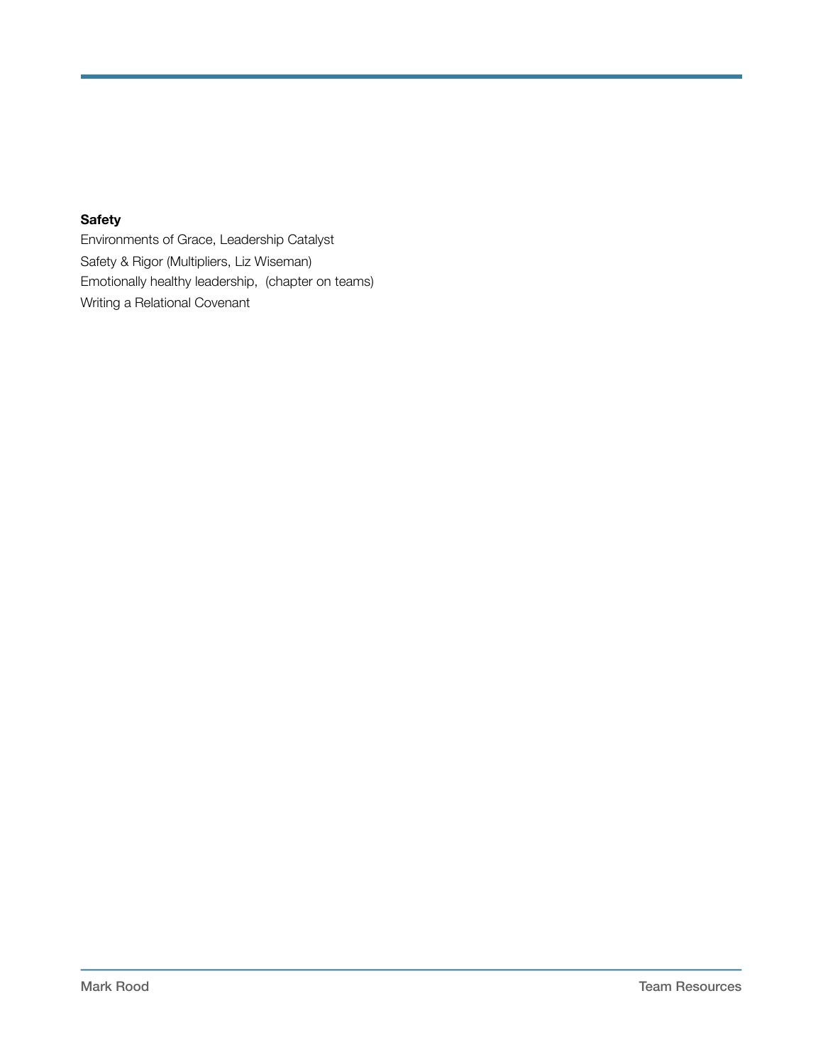**Safety**

Environments of Grace, Leadership Catalyst

Safety & Rigor (Multipliers, Liz Wiseman)

Emotionally healthy leadership,  (chapter on teams)

Writing a Relational Covenant